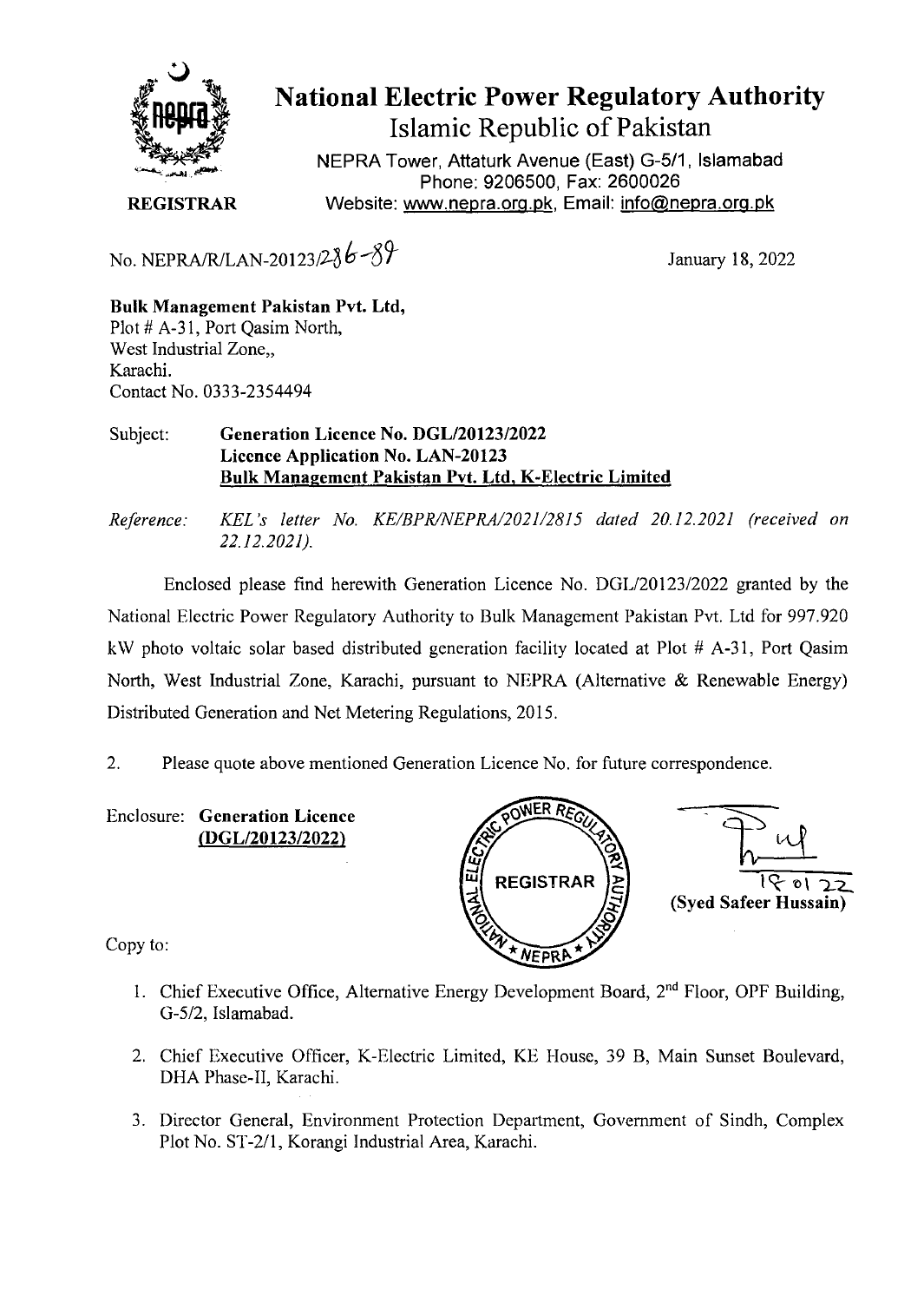# National Electric Power Regulatory Authority

## Islamic Republic of Pakistan

NEPRA Tower, Attaturk Avenue (East) G-5/1, Islamabad
Phone: 9206500, Fax: 2600026
Website: www.nepra.org.pk, Email: info@nepra.org.pk

**REGISTRAR**

No. NEPRA/R/LAN-20123/286-89

January 18, 2022

**Bulk Management Pakistan Pvt. Ltd,**
Plot # A-31, Port Qasim North,
West Industrial Zone,,
Karachi.
Contact No. 0333-2354494

Subject: **Generation Licence No. DGL/20123/2022**
**Licence Application No. LAN-20123**
**Bulk Management Pakistan Pvt. Ltd, K-Electric Limited**

*Reference: KEL's letter No. KE/BPR/NEPRA/2021/2815 dated 20.12.2021 (received on 22.12.2021).*

Enclosed please find herewith Generation Licence No. DGL/20123/2022 granted by the National Electric Power Regulatory Authority to Bulk Management Pakistan Pvt. Ltd for 997.920 kW photo voltaic solar based distributed generation facility located at Plot # A-31, Port Qasim North, West Industrial Zone, Karachi, pursuant to NEPRA (Alternative & Renewable Energy) Distributed Generation and Net Metering Regulations, 2015.

2. Please quote above mentioned Generation Licence No. for future correspondence.

Enclosure: **Generation Licence (DGL/20123/2022)**

18 01 22
**(Syed Safeer Hussain)**

Copy to:

1. Chief Executive Office, Alternative Energy Development Board, 2nd Floor, OPF Building, G-5/2, Islamabad.
2. Chief Executive Officer, K-Electric Limited, KE House, 39 B, Main Sunset Boulevard, DHA Phase-II, Karachi.
3. Director General, Environment Protection Department, Government of Sindh, Complex Plot No. ST-2/1, Korangi Industrial Area, Karachi.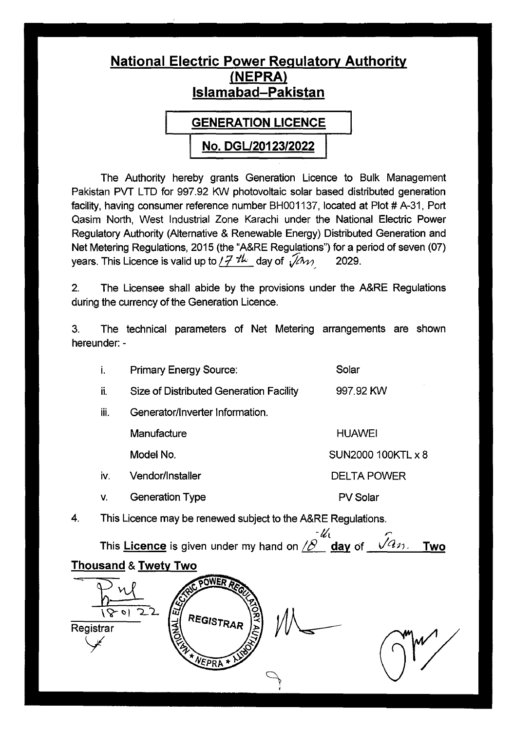# National Electric Power Regulatory Authority (NEPRA) Islamabad–Pakistan

## GENERATION LICENCE

## No. DGL/20123/2022

The Authority hereby grants Generation Licence to Bulk Management Pakistan PVT LTD for 997.92 KW photovoltaic solar based distributed generation facility, having consumer reference number BH001137, located at Plot # A-31, Port Qasim North, West Industrial Zone Karachi under the National Electric Power Regulatory Authority (Alternative & Renewable Energy) Distributed Generation and Net Metering Regulations, 2015 (the "A&RE Regulations") for a period of seven (07) years. This Licence is valid up to 17th day of Jan 2029.

2. The Licensee shall abide by the provisions under the A&RE Regulations during the currency of the Generation Licence.

3. The technical parameters of Net Metering arrangements are shown hereunder: -

| | | |
|---|---|---|
| i. | Primary Energy Source: | Solar |
| ii. | Size of Distributed Generation Facility | 997.92 KW |
| iii. | Generator/Inverter Information. | |
| | Manufacture | HUAWEI |
| | Model No. | SUN2000 100KTL x 8 |
| iv. | Vendor/Installer | DELTA POWER |
| v. | Generation Type | PV Solar |

4. This Licence may be renewed subject to the A&RE Regulations.

This **Licence** is given under my hand on 18th **day** of Jan. **Two Thousand** & **Twety Two**

18.01.22

Registrar

REGISTRAR
NATIONAL ELECTRIC POWER REGULATORY AUTHORITY
NEPRA